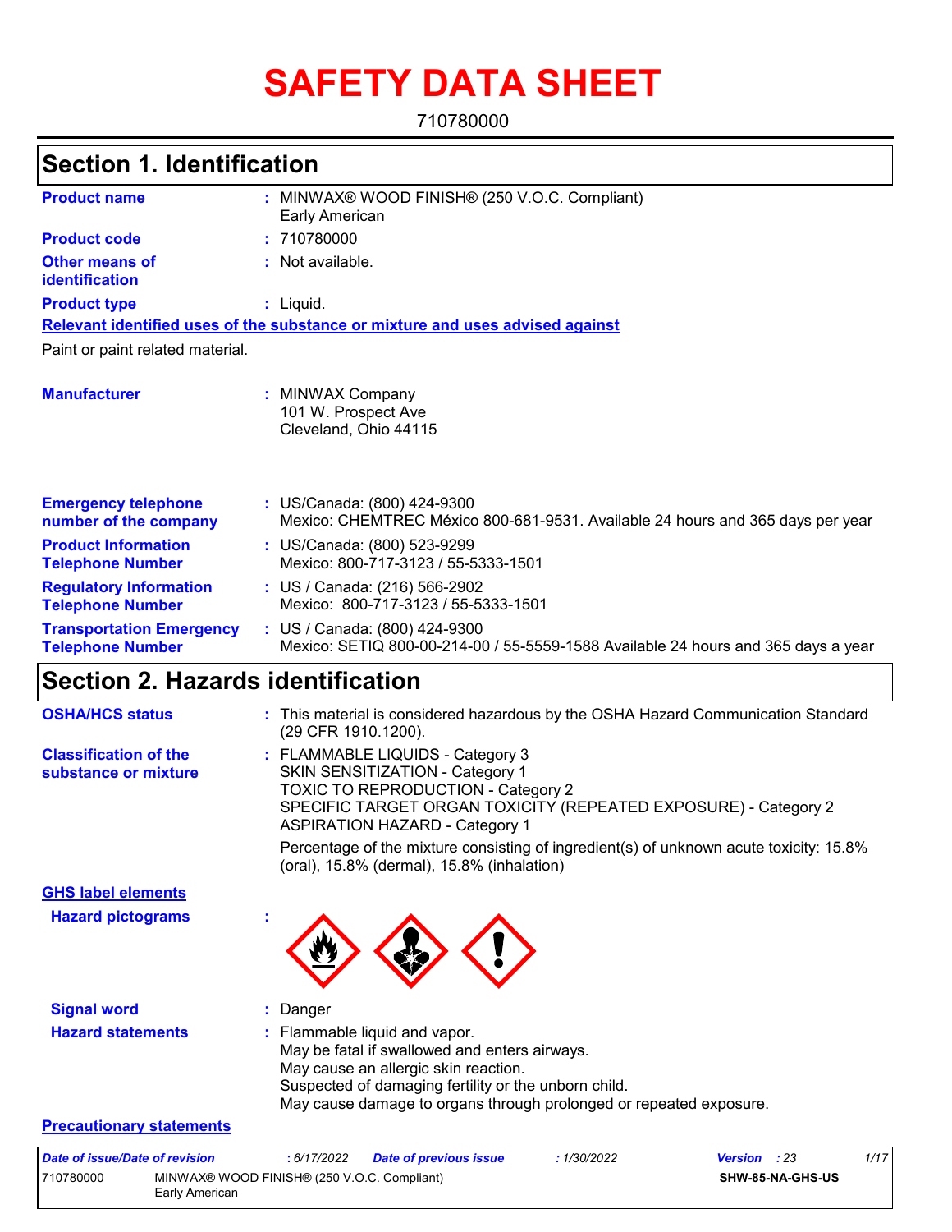# SAFETY DATA SHEET

710780000

## Section 1. Identification

| | | |
|---|---|---|
| **Product name** | : | MINWAX® WOOD FINISH® (250 V.O.C. Compliant) Early American |
| **Product code** | : | 710780000 |
| **Other means of identification** | : | Not available. |
| **Product type** | : | Liquid. |

**Relevant identified uses of the substance or mixture and uses advised against**

Paint or paint related material.

| | | |
|---|---|---|
| **Manufacturer** | : | MINWAX Company<br>101 W. Prospect Ave<br>Cleveland, Ohio 44115 |
| **Emergency telephone number of the company** | : | US/Canada: (800) 424-9300<br>Mexico: CHEMTREC México 800-681-9531. Available 24 hours and 365 days per year |
| **Product Information Telephone Number** | : | US/Canada: (800) 523-9299<br>Mexico: 800-717-3123 / 55-5333-1501 |
| **Regulatory Information Telephone Number** | : | US / Canada: (216) 566-2902<br>Mexico: 800-717-3123 / 55-5333-1501 |
| **Transportation Emergency Telephone Number** | : | US / Canada: (800) 424-9300<br>Mexico: SETIQ 800-00-214-00 / 55-5559-1588 Available 24 hours and 365 days a year |

## Section 2. Hazards identification

| | | |
|---|---|---|
| **OSHA/HCS status** | : | This material is considered hazardous by the OSHA Hazard Communication Standard (29 CFR 1910.1200). |
| **Classification of the substance or mixture** | : | FLAMMABLE LIQUIDS - Category 3<br>SKIN SENSITIZATION - Category 1<br>TOXIC TO REPRODUCTION - Category 2<br>SPECIFIC TARGET ORGAN TOXICITY (REPEATED EXPOSURE) - Category 2<br>ASPIRATION HAZARD - Category 1<br><br>Percentage of the mixture consisting of ingredient(s) of unknown acute toxicity: 15.8% (oral), 15.8% (dermal), 15.8% (inhalation) |

**GHS label elements**

| | | |
|---|---|---|
| **Hazard pictograms** | : | |
| **Signal word** | : | Danger |
| **Hazard statements** | : | Flammable liquid and vapor.<br>May be fatal if swallowed and enters airways.<br>May cause an allergic skin reaction.<br>Suspected of damaging fertility or the unborn child.<br>May cause damage to organs through prolonged or repeated exposure. |

**Precautionary statements**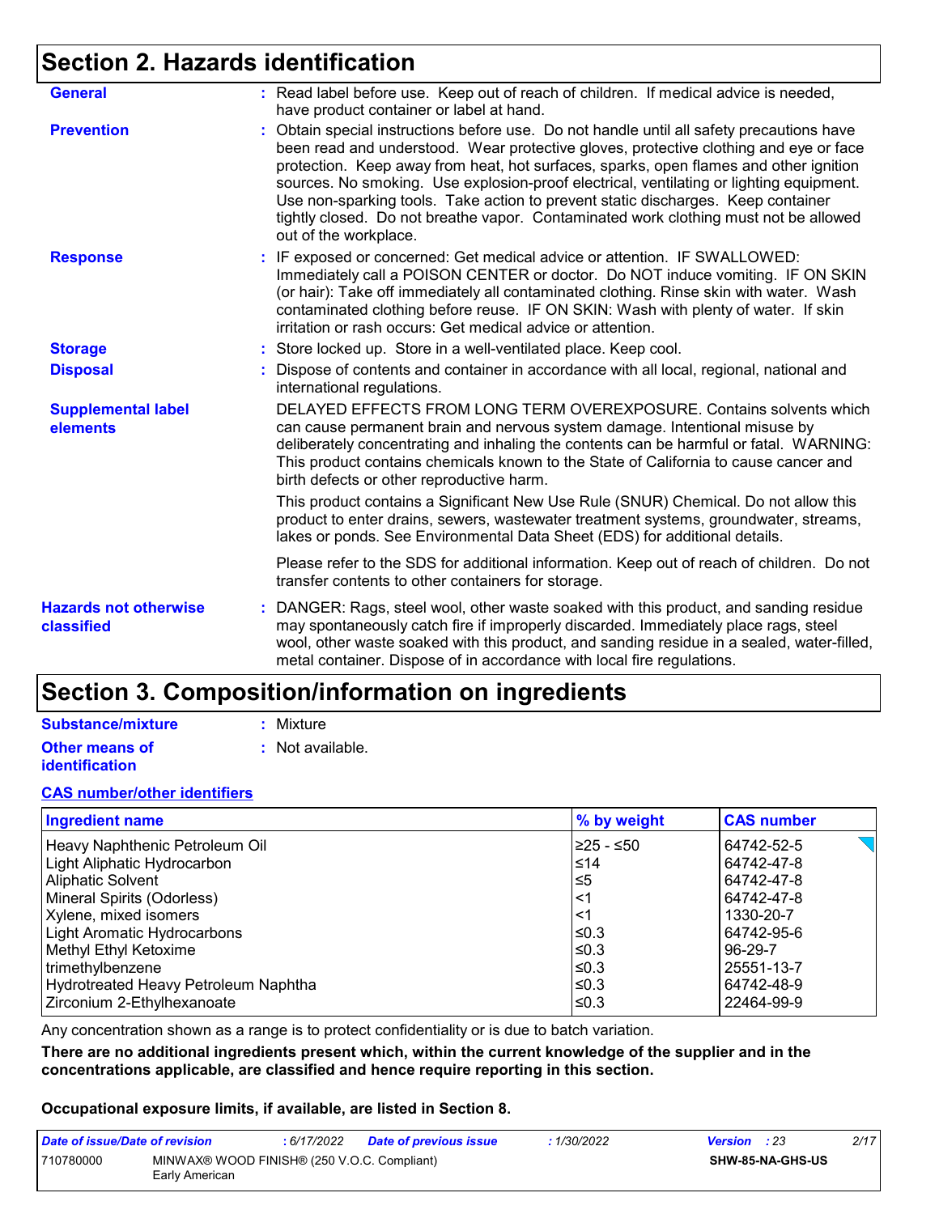## Section 2. Hazards identification

**General** : Read label before use. Keep out of reach of children. If medical advice is needed, have product container or label at hand.

**Prevention** : Obtain special instructions before use. Do not handle until all safety precautions have been read and understood. Wear protective gloves, protective clothing and eye or face protection. Keep away from heat, hot surfaces, sparks, open flames and other ignition sources. No smoking. Use explosion-proof electrical, ventilating or lighting equipment. Use non-sparking tools. Take action to prevent static discharges. Keep container tightly closed. Do not breathe vapor. Contaminated work clothing must not be allowed out of the workplace.

**Response** : IF exposed or concerned: Get medical advice or attention. IF SWALLOWED: Immediately call a POISON CENTER or doctor. Do NOT induce vomiting. IF ON SKIN (or hair): Take off immediately all contaminated clothing. Rinse skin with water. Wash contaminated clothing before reuse. IF ON SKIN: Wash with plenty of water. If skin irritation or rash occurs: Get medical advice or attention.

**Storage** : Store locked up. Store in a well-ventilated place. Keep cool.

**Disposal** : Dispose of contents and container in accordance with all local, regional, national and international regulations.

**Supplemental label elements**

DELAYED EFFECTS FROM LONG TERM OVEREXPOSURE. Contains solvents which can cause permanent brain and nervous system damage. Intentional misuse by deliberately concentrating and inhaling the contents can be harmful or fatal. WARNING: This product contains chemicals known to the State of California to cause cancer and birth defects or other reproductive harm.

This product contains a Significant New Use Rule (SNUR) Chemical. Do not allow this product to enter drains, sewers, wastewater treatment systems, groundwater, streams, lakes or ponds. See Environmental Data Sheet (EDS) for additional details.

Please refer to the SDS for additional information. Keep out of reach of children. Do not transfer contents to other containers for storage.

**Hazards not otherwise classified** : DANGER: Rags, steel wool, other waste soaked with this product, and sanding residue may spontaneously catch fire if improperly discarded. Immediately place rags, steel wool, other waste soaked with this product, and sanding residue in a sealed, water-filled, metal container. Dispose of in accordance with local fire regulations.

## Section 3. Composition/information on ingredients

**Substance/mixture** : Mixture

**Other means of identification** : Not available.

**CAS number/other identifiers**

| Ingredient name | % by weight | CAS number |
|---|---|---|
| Heavy Naphthenic Petroleum Oil | ≥25 - ≤50 | 64742-52-5 |
| Light Aliphatic Hydrocarbon | ≤14 | 64742-47-8 |
| Aliphatic Solvent | ≤5 | 64742-47-8 |
| Mineral Spirits (Odorless) | <1 | 64742-47-8 |
| Xylene, mixed isomers | <1 | 1330-20-7 |
| Light Aromatic Hydrocarbons | ≤0.3 | 64742-95-6 |
| Methyl Ethyl Ketoxime | ≤0.3 | 96-29-7 |
| trimethylbenzene | ≤0.3 | 25551-13-7 |
| Hydrotreated Heavy Petroleum Naphtha | ≤0.3 | 64742-48-9 |
| Zirconium 2-Ethylhexanoate | ≤0.3 | 22464-99-9 |

Any concentration shown as a range is to protect confidentiality or is due to batch variation.

**There are no additional ingredients present which, within the current knowledge of the supplier and in the concentrations applicable, are classified and hence require reporting in this section.**

**Occupational exposure limits, if available, are listed in Section 8.**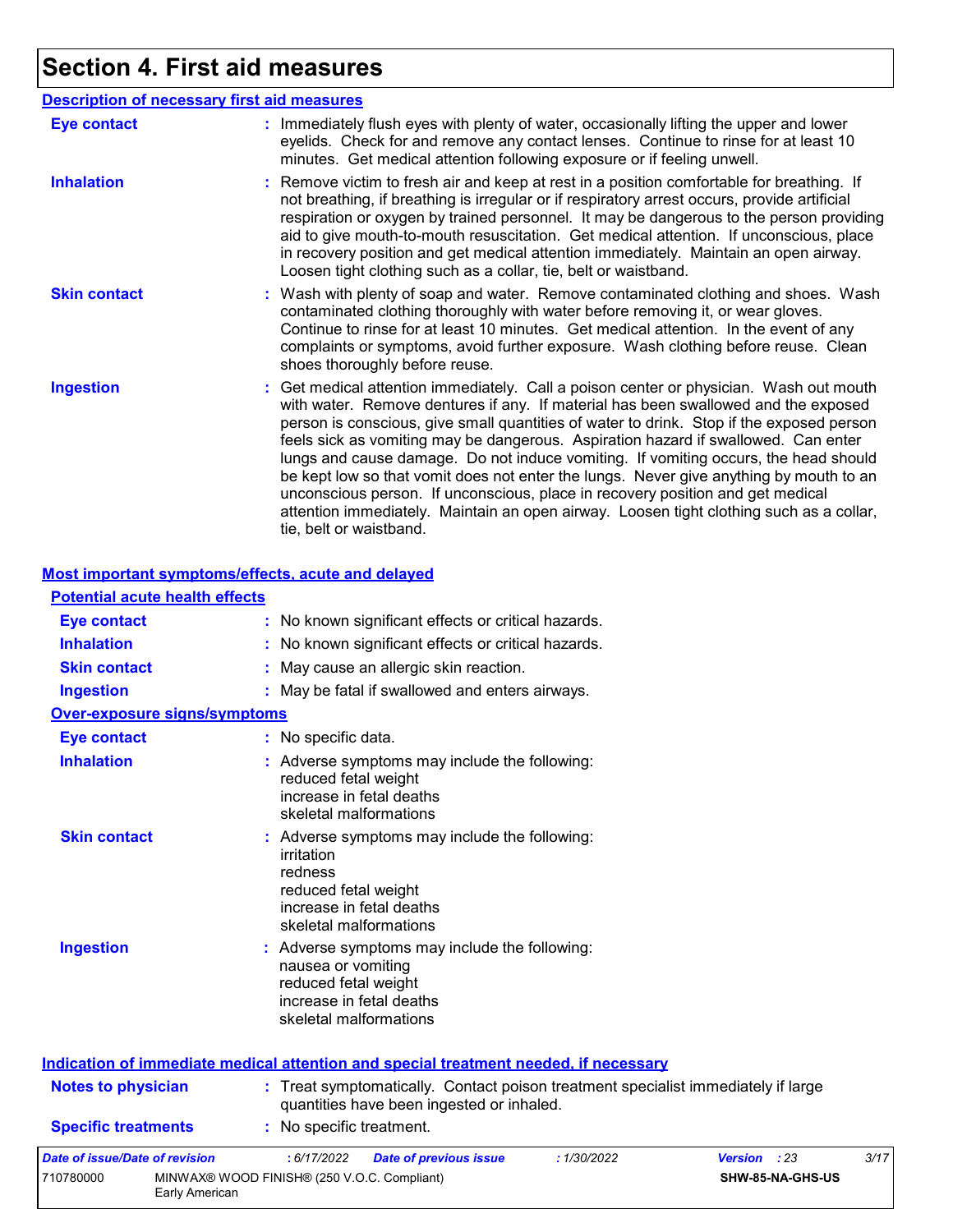# Section 4. First aid measures

## Description of necessary first aid measures

**Eye contact** : Immediately flush eyes with plenty of water, occasionally lifting the upper and lower eyelids. Check for and remove any contact lenses. Continue to rinse for at least 10 minutes. Get medical attention following exposure or if feeling unwell.

**Inhalation** : Remove victim to fresh air and keep at rest in a position comfortable for breathing. If not breathing, if breathing is irregular or if respiratory arrest occurs, provide artificial respiration or oxygen by trained personnel. It may be dangerous to the person providing aid to give mouth-to-mouth resuscitation. Get medical attention. If unconscious, place in recovery position and get medical attention immediately. Maintain an open airway. Loosen tight clothing such as a collar, tie, belt or waistband.

**Skin contact** : Wash with plenty of soap and water. Remove contaminated clothing and shoes. Wash contaminated clothing thoroughly with water before removing it, or wear gloves. Continue to rinse for at least 10 minutes. Get medical attention. In the event of any complaints or symptoms, avoid further exposure. Wash clothing before reuse. Clean shoes thoroughly before reuse.

**Ingestion** : Get medical attention immediately. Call a poison center or physician. Wash out mouth with water. Remove dentures if any. If material has been swallowed and the exposed person is conscious, give small quantities of water to drink. Stop if the exposed person feels sick as vomiting may be dangerous. Aspiration hazard if swallowed. Can enter lungs and cause damage. Do not induce vomiting. If vomiting occurs, the head should be kept low so that vomit does not enter the lungs. Never give anything by mouth to an unconscious person. If unconscious, place in recovery position and get medical attention immediately. Maintain an open airway. Loosen tight clothing such as a collar, tie, belt or waistband.

## Most important symptoms/effects, acute and delayed

### Potential acute health effects

**Eye contact** : No known significant effects or critical hazards.

**Inhalation** : No known significant effects or critical hazards.

**Skin contact** : May cause an allergic skin reaction.

**Ingestion** : May be fatal if swallowed and enters airways.

### Over-exposure signs/symptoms

**Eye contact** : No specific data.

**Inhalation** : Adverse symptoms may include the following:
reduced fetal weight
increase in fetal deaths
skeletal malformations

**Skin contact** : Adverse symptoms may include the following:
irritation
redness
reduced fetal weight
increase in fetal deaths
skeletal malformations

**Ingestion** : Adverse symptoms may include the following:
nausea or vomiting
reduced fetal weight
increase in fetal deaths
skeletal malformations

## Indication of immediate medical attention and special treatment needed, if necessary

**Notes to physician** : Treat symptomatically. Contact poison treatment specialist immediately if large quantities have been ingested or inhaled.

**Specific treatments** : No specific treatment.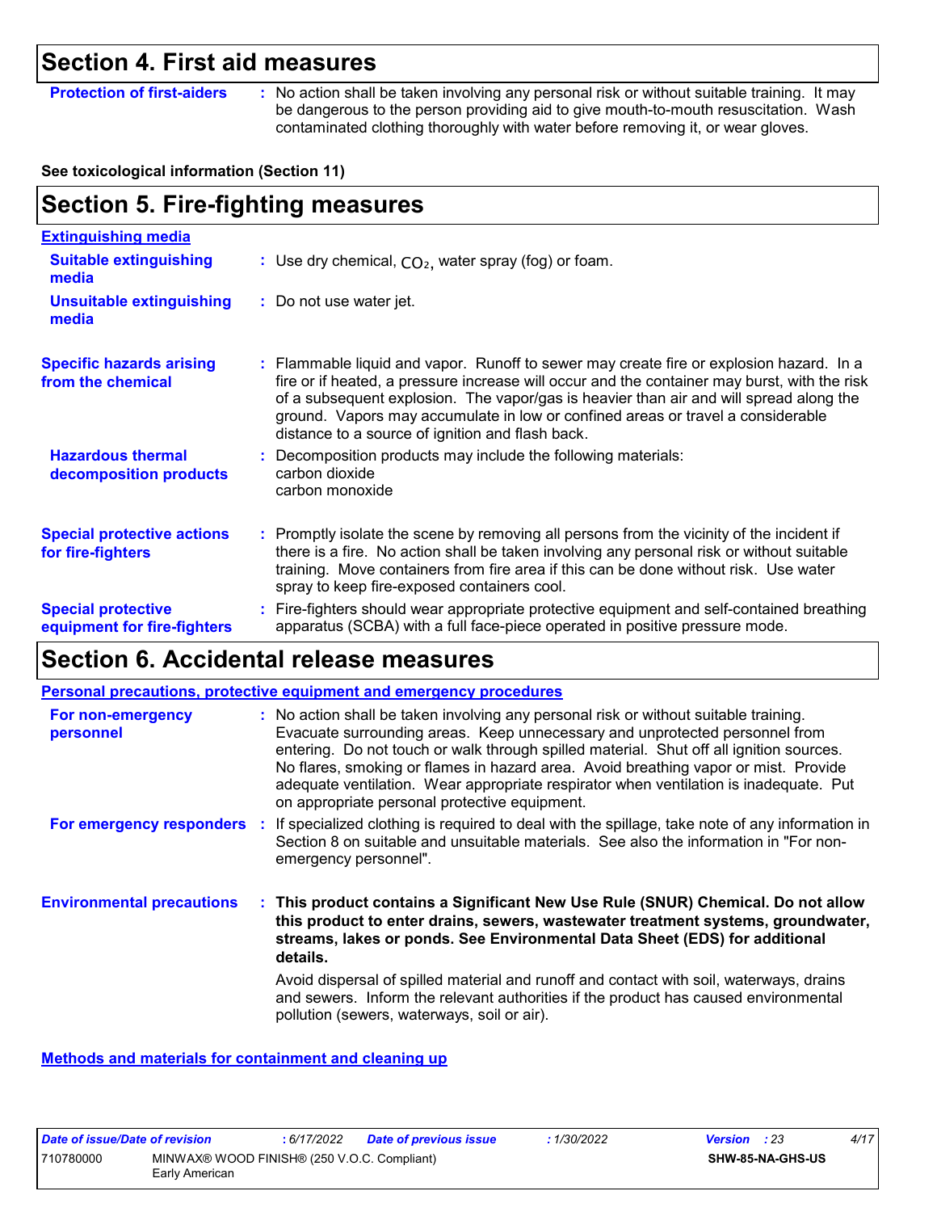## Section 4. First aid measures

**Protection of first-aiders** : No action shall be taken involving any personal risk or without suitable training. It may be dangerous to the person providing aid to give mouth-to-mouth resuscitation. Wash contaminated clothing thoroughly with water before removing it, or wear gloves.

**See toxicological information (Section 11)**

## Section 5. Fire-fighting measures

**Extinguishing media**

**Suitable extinguishing media** : Use dry chemical, $CO_2$, water spray (fog) or foam.

**Unsuitable extinguishing media** : Do not use water jet.

**Specific hazards arising from the chemical** : Flammable liquid and vapor. Runoff to sewer may create fire or explosion hazard. In a fire or if heated, a pressure increase will occur and the container may burst, with the risk of a subsequent explosion. The vapor/gas is heavier than air and will spread along the ground. Vapors may accumulate in low or confined areas or travel a considerable distance to a source of ignition and flash back.

**Hazardous thermal decomposition products** : Decomposition products may include the following materials:
carbon dioxide
carbon monoxide

**Special protective actions for fire-fighters** : Promptly isolate the scene by removing all persons from the vicinity of the incident if there is a fire. No action shall be taken involving any personal risk or without suitable training. Move containers from fire area if this can be done without risk. Use water spray to keep fire-exposed containers cool.

**Special protective equipment for fire-fighters** : Fire-fighters should wear appropriate protective equipment and self-contained breathing apparatus (SCBA) with a full face-piece operated in positive pressure mode.

## Section 6. Accidental release measures

**Personal precautions, protective equipment and emergency procedures**

**For non-emergency personnel** : No action shall be taken involving any personal risk or without suitable training. Evacuate surrounding areas. Keep unnecessary and unprotected personnel from entering. Do not touch or walk through spilled material. Shut off all ignition sources. No flares, smoking or flames in hazard area. Avoid breathing vapor or mist. Provide adequate ventilation. Wear appropriate respirator when ventilation is inadequate. Put on appropriate personal protective equipment.

**For emergency responders** : If specialized clothing is required to deal with the spillage, take note of any information in Section 8 on suitable and unsuitable materials. See also the information in "For non-emergency personnel".

**Environmental precautions** : **This product contains a Significant New Use Rule (SNUR) Chemical. Do not allow this product to enter drains, sewers, wastewater treatment systems, groundwater, streams, lakes or ponds. See Environmental Data Sheet (EDS) for additional details.**

Avoid dispersal of spilled material and runoff and contact with soil, waterways, drains and sewers. Inform the relevant authorities if the product has caused environmental pollution (sewers, waterways, soil or air).

**Methods and materials for containment and cleaning up**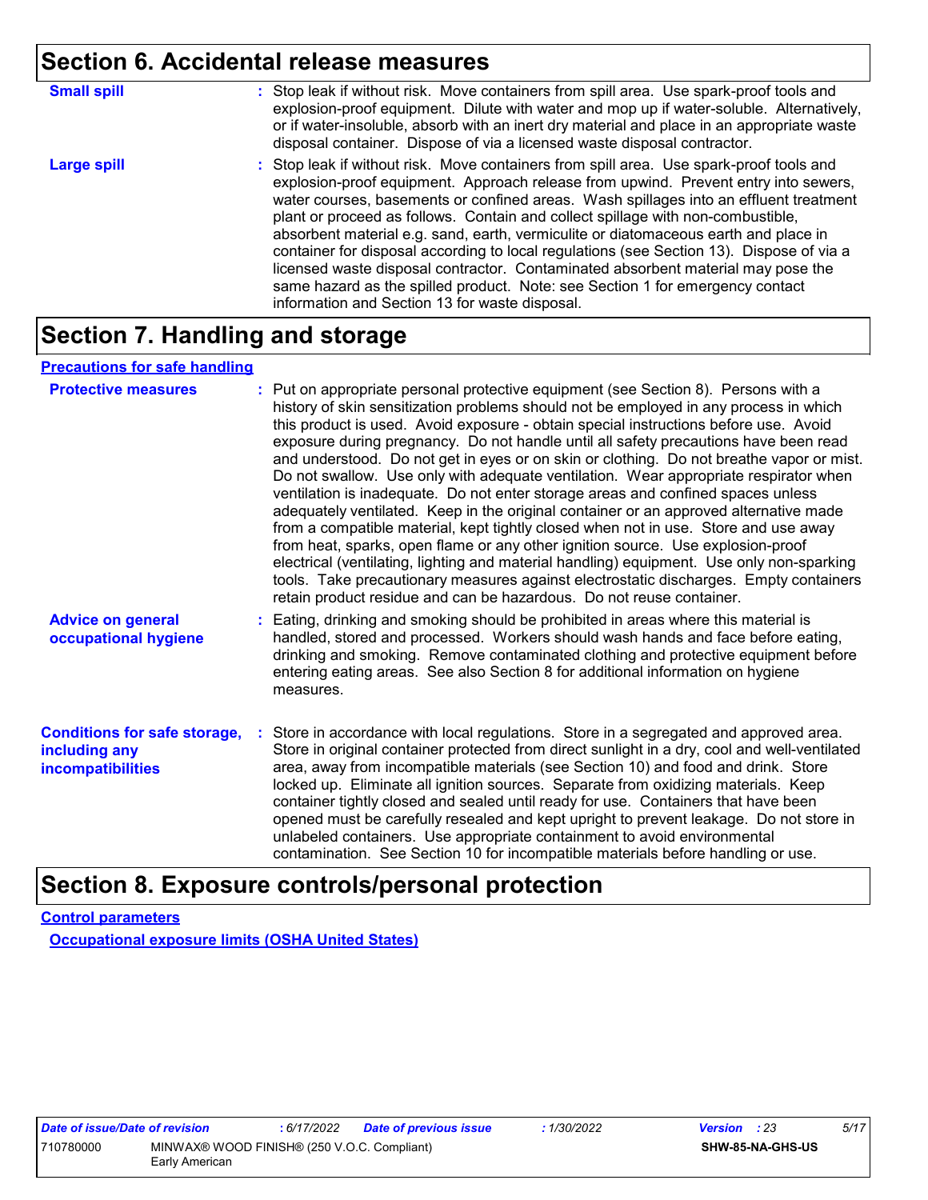## Section 6. Accidental release measures

**Small spill** : Stop leak if without risk. Move containers from spill area. Use spark-proof tools and explosion-proof equipment. Dilute with water and mop up if water-soluble. Alternatively, or if water-insoluble, absorb with an inert dry material and place in an appropriate waste disposal container. Dispose of via a licensed waste disposal contractor.

**Large spill** : Stop leak if without risk. Move containers from spill area. Use spark-proof tools and explosion-proof equipment. Approach release from upwind. Prevent entry into sewers, water courses, basements or confined areas. Wash spillages into an effluent treatment plant or proceed as follows. Contain and collect spillage with non-combustible, absorbent material e.g. sand, earth, vermiculite or diatomaceous earth and place in container for disposal according to local regulations (see Section 13). Dispose of via a licensed waste disposal contractor. Contaminated absorbent material may pose the same hazard as the spilled product. Note: see Section 1 for emergency contact information and Section 13 for waste disposal.

## Section 7. Handling and storage

### Precautions for safe handling

**Protective measures** : Put on appropriate personal protective equipment (see Section 8). Persons with a history of skin sensitization problems should not be employed in any process in which this product is used. Avoid exposure - obtain special instructions before use. Avoid exposure during pregnancy. Do not handle until all safety precautions have been read and understood. Do not get in eyes or on skin or clothing. Do not breathe vapor or mist. Do not swallow. Use only with adequate ventilation. Wear appropriate respirator when ventilation is inadequate. Do not enter storage areas and confined spaces unless adequately ventilated. Keep in the original container or an approved alternative made from a compatible material, kept tightly closed when not in use. Store and use away from heat, sparks, open flame or any other ignition source. Use explosion-proof electrical (ventilating, lighting and material handling) equipment. Use only non-sparking tools. Take precautionary measures against electrostatic discharges. Empty containers retain product residue and can be hazardous. Do not reuse container.

**Advice on general occupational hygiene** : Eating, drinking and smoking should be prohibited in areas where this material is handled, stored and processed. Workers should wash hands and face before eating, drinking and smoking. Remove contaminated clothing and protective equipment before entering eating areas. See also Section 8 for additional information on hygiene measures.

**Conditions for safe storage, including any incompatibilities** : Store in accordance with local regulations. Store in a segregated and approved area. Store in original container protected from direct sunlight in a dry, cool and well-ventilated area, away from incompatible materials (see Section 10) and food and drink. Store locked up. Eliminate all ignition sources. Separate from oxidizing materials. Keep container tightly closed and sealed until ready for use. Containers that have been opened must be carefully resealed and kept upright to prevent leakage. Do not store in unlabeled containers. Use appropriate containment to avoid environmental contamination. See Section 10 for incompatible materials before handling or use.

## Section 8. Exposure controls/personal protection

### Control parameters

#### Occupational exposure limits (OSHA United States)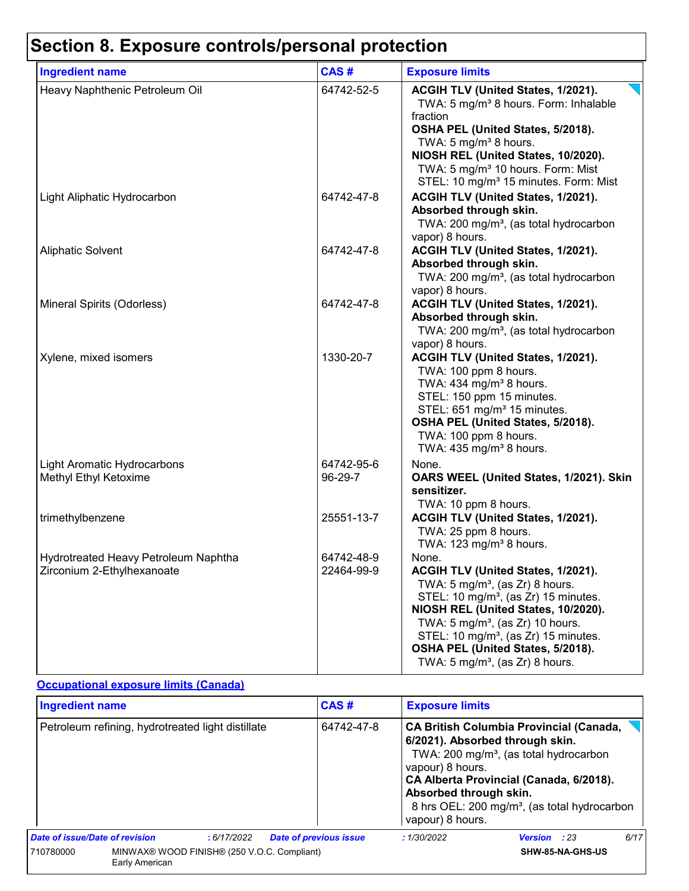# Section 8. Exposure controls/personal protection

| Ingredient name | CAS # | Exposure limits |
|---|---|---|
| Heavy Naphthenic Petroleum Oil | 64742-52-5 | **ACGIH TLV (United States, 1/2021).**<br>TWA: 5 mg/m³ 8 hours. Form: Inhalable fraction<br>**OSHA PEL (United States, 5/2018).**<br>TWA: 5 mg/m³ 8 hours.<br>**NIOSH REL (United States, 10/2020).**<br>TWA: 5 mg/m³ 10 hours. Form: Mist<br>STEL: 10 mg/m³ 15 minutes. Form: Mist |
| Light Aliphatic Hydrocarbon | 64742-47-8 | **ACGIH TLV (United States, 1/2021). Absorbed through skin.**<br>TWA: 200 mg/m³, (as total hydrocarbon vapor) 8 hours. |
| Aliphatic Solvent | 64742-47-8 | **ACGIH TLV (United States, 1/2021). Absorbed through skin.**<br>TWA: 200 mg/m³, (as total hydrocarbon vapor) 8 hours. |
| Mineral Spirits (Odorless) | 64742-47-8 | **ACGIH TLV (United States, 1/2021). Absorbed through skin.**<br>TWA: 200 mg/m³, (as total hydrocarbon vapor) 8 hours. |
| Xylene, mixed isomers | 1330-20-7 | **ACGIH TLV (United States, 1/2021).**<br>TWA: 100 ppm 8 hours.<br>TWA: 434 mg/m³ 8 hours.<br>STEL: 150 ppm 15 minutes.<br>STEL: 651 mg/m³ 15 minutes.<br>**OSHA PEL (United States, 5/2018).**<br>TWA: 100 ppm 8 hours.<br>TWA: 435 mg/m³ 8 hours. |
| Light Aromatic Hydrocarbons | 64742-95-6 | None. |
| Methyl Ethyl Ketoxime | 96-29-7 | **OARS WEEL (United States, 1/2021). Skin sensitizer.**<br>TWA: 10 ppm 8 hours. |
| trimethylbenzene | 25551-13-7 | **ACGIH TLV (United States, 1/2021).**<br>TWA: 25 ppm 8 hours.<br>TWA: 123 mg/m³ 8 hours. |
| Hydrotreated Heavy Petroleum Naphtha | 64742-48-9 | None. |
| Zirconium 2-Ethylhexanoate | 22464-99-9 | **ACGIH TLV (United States, 1/2021).**<br>TWA: 5 mg/m³, (as Zr) 8 hours.<br>STEL: 10 mg/m³, (as Zr) 15 minutes.<br>**NIOSH REL (United States, 10/2020).**<br>TWA: 5 mg/m³, (as Zr) 10 hours.<br>STEL: 10 mg/m³, (as Zr) 15 minutes.<br>**OSHA PEL (United States, 5/2018).**<br>TWA: 5 mg/m³, (as Zr) 8 hours. |

**Occupational exposure limits (Canada)**

| Ingredient name | CAS # | Exposure limits |
|---|---|---|
| Petroleum refining, hydrotreated light distillate | 64742-47-8 | **CA British Columbia Provincial (Canada, 6/2021). Absorbed through skin.**<br>TWA: 200 mg/m³, (as total hydrocarbon vapour) 8 hours.<br>**CA Alberta Provincial (Canada, 6/2018). Absorbed through skin.**<br>8 hrs OEL: 200 mg/m³, (as total hydrocarbon vapour) 8 hours. |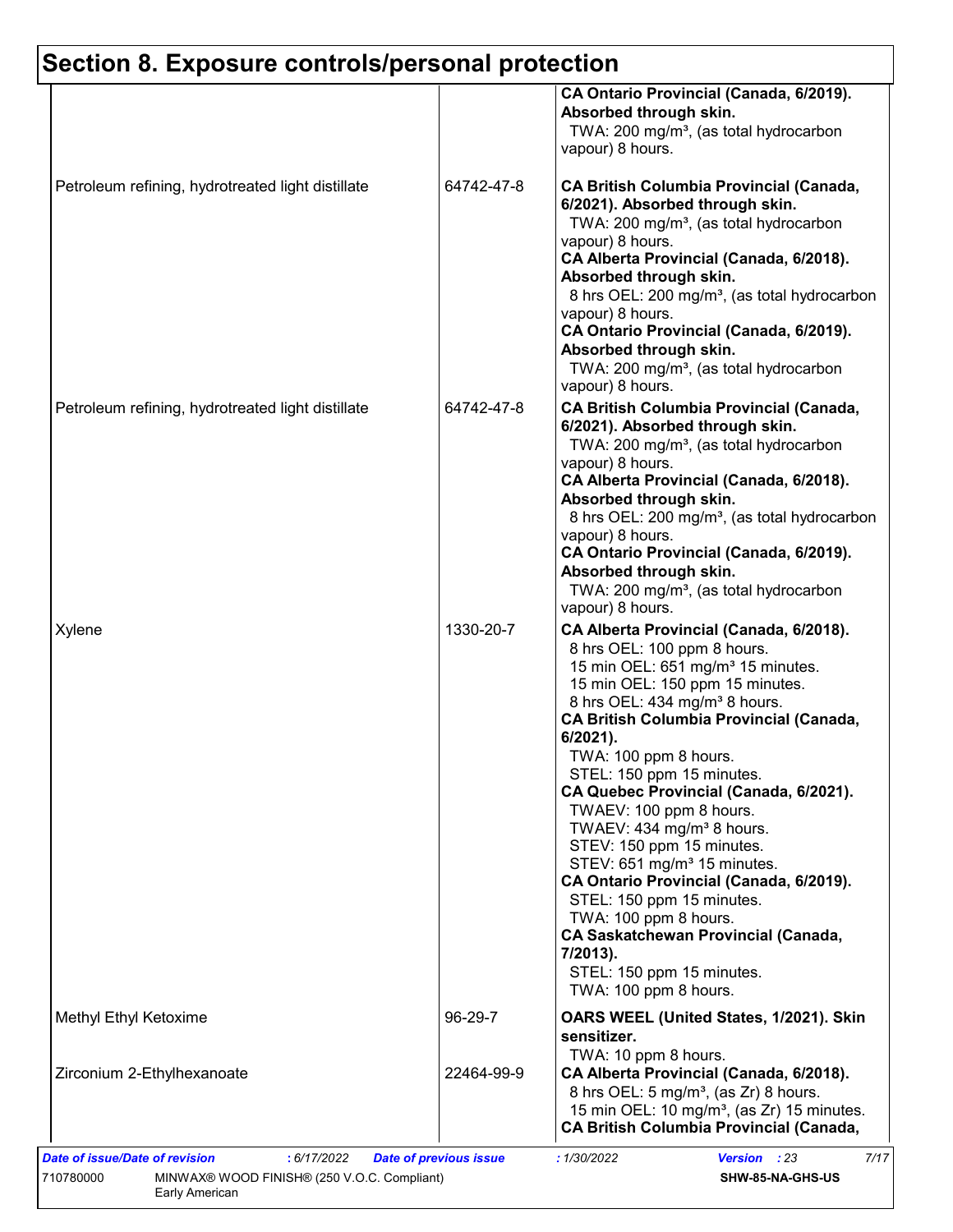## Section 8. Exposure controls/personal protection

| | | |
|---|---|---|
| | | **CA Ontario Provincial (Canada, 6/2019). Absorbed through skin.**<br>TWA: 200 mg/m³, (as total hydrocarbon vapour) 8 hours. |
| Petroleum refining, hydrotreated light distillate | 64742-47-8 | **CA British Columbia Provincial (Canada, 6/2021). Absorbed through skin.**<br>TWA: 200 mg/m³, (as total hydrocarbon vapour) 8 hours.<br>**CA Alberta Provincial (Canada, 6/2018). Absorbed through skin.**<br>8 hrs OEL: 200 mg/m³, (as total hydrocarbon vapour) 8 hours.<br>**CA Ontario Provincial (Canada, 6/2019). Absorbed through skin.**<br>TWA: 200 mg/m³, (as total hydrocarbon vapour) 8 hours. |
| Petroleum refining, hydrotreated light distillate | 64742-47-8 | **CA British Columbia Provincial (Canada, 6/2021). Absorbed through skin.**<br>TWA: 200 mg/m³, (as total hydrocarbon vapour) 8 hours.<br>**CA Alberta Provincial (Canada, 6/2018). Absorbed through skin.**<br>8 hrs OEL: 200 mg/m³, (as total hydrocarbon vapour) 8 hours.<br>**CA Ontario Provincial (Canada, 6/2019). Absorbed through skin.**<br>TWA: 200 mg/m³, (as total hydrocarbon vapour) 8 hours. |
| Xylene | 1330-20-7 | **CA Alberta Provincial (Canada, 6/2018).**<br>8 hrs OEL: 100 ppm 8 hours.<br>15 min OEL: 651 mg/m³ 15 minutes.<br>15 min OEL: 150 ppm 15 minutes.<br>8 hrs OEL: 434 mg/m³ 8 hours.<br>**CA British Columbia Provincial (Canada, 6/2021).**<br>TWA: 100 ppm 8 hours.<br>STEL: 150 ppm 15 minutes.<br>**CA Quebec Provincial (Canada, 6/2021).**<br>TWAEV: 100 ppm 8 hours.<br>TWAEV: 434 mg/m³ 8 hours.<br>STEV: 150 ppm 15 minutes.<br>STEV: 651 mg/m³ 15 minutes.<br>**CA Ontario Provincial (Canada, 6/2019).**<br>STEL: 150 ppm 15 minutes.<br>TWA: 100 ppm 8 hours.<br>**CA Saskatchewan Provincial (Canada, 7/2013).**<br>STEL: 150 ppm 15 minutes.<br>TWA: 100 ppm 8 hours. |
| Methyl Ethyl Ketoxime | 96-29-7 | **OARS WEEL (United States, 1/2021). Skin sensitizer.**<br>TWA: 10 ppm 8 hours. |
| Zirconium 2-Ethylhexanoate | 22464-99-9 | **CA Alberta Provincial (Canada, 6/2018).**<br>8 hrs OEL: 5 mg/m³, (as Zr) 8 hours.<br>15 min OEL: 10 mg/m³, (as Zr) 15 minutes.<br>**CA British Columbia Provincial (Canada,** |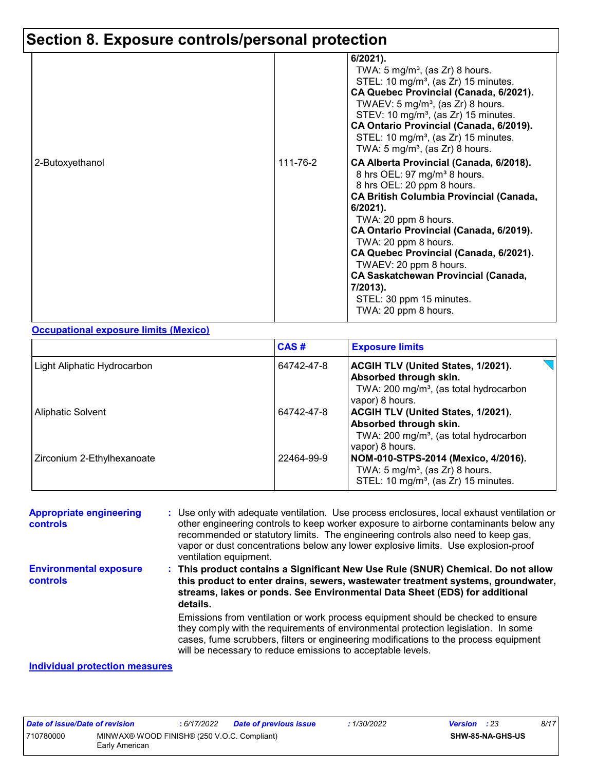## Section 8. Exposure controls/personal protection

| | | |
|---|---|---|
| | | **6/2021).**<br>TWA: 5 mg/m³, (as Zr) 8 hours.<br>STEL: 10 mg/m³, (as Zr) 15 minutes.<br>**CA Quebec Provincial (Canada, 6/2021).**<br>TWAEV: 5 mg/m³, (as Zr) 8 hours.<br>STEV: 10 mg/m³, (as Zr) 15 minutes.<br>**CA Ontario Provincial (Canada, 6/2019).**<br>STEL: 10 mg/m³, (as Zr) 15 minutes.<br>TWA: 5 mg/m³, (as Zr) 8 hours. |
| 2-Butoxyethanol | 111-76-2 | **CA Alberta Provincial (Canada, 6/2018).**<br>8 hrs OEL: 97 mg/m³ 8 hours.<br>8 hrs OEL: 20 ppm 8 hours.<br>**CA British Columbia Provincial (Canada, 6/2021).**<br>TWA: 20 ppm 8 hours.<br>**CA Ontario Provincial (Canada, 6/2019).**<br>TWA: 20 ppm 8 hours.<br>**CA Quebec Provincial (Canada, 6/2021).**<br>TWAEV: 20 ppm 8 hours.<br>**CA Saskatchewan Provincial (Canada, 7/2013).**<br>STEL: 30 ppm 15 minutes.<br>TWA: 20 ppm 8 hours. |

**Occupational exposure limits (Mexico)**

| | CAS # | Exposure limits |
|---|---|---|
| Light Aliphatic Hydrocarbon | 64742-47-8 | **ACGIH TLV (United States, 1/2021). Absorbed through skin.**<br>TWA: 200 mg/m³, (as total hydrocarbon vapor) 8 hours. |
| Aliphatic Solvent | 64742-47-8 | **ACGIH TLV (United States, 1/2021). Absorbed through skin.**<br>TWA: 200 mg/m³, (as total hydrocarbon vapor) 8 hours. |
| Zirconium 2-Ethylhexanoate | 22464-99-9 | **NOM-010-STPS-2014 (Mexico, 4/2016).**<br>TWA: 5 mg/m³, (as Zr) 8 hours.<br>STEL: 10 mg/m³, (as Zr) 15 minutes. |

**Appropriate engineering controls** : Use only with adequate ventilation. Use process enclosures, local exhaust ventilation or other engineering controls to keep worker exposure to airborne contaminants below any recommended or statutory limits. The engineering controls also need to keep gas, vapor or dust concentrations below any lower explosive limits. Use explosion-proof ventilation equipment.

**Environmental exposure controls** : **This product contains a Significant New Use Rule (SNUR) Chemical. Do not allow this product to enter drains, sewers, wastewater treatment systems, groundwater, streams, lakes or ponds. See Environmental Data Sheet (EDS) for additional details.**

Emissions from ventilation or work process equipment should be checked to ensure they comply with the requirements of environmental protection legislation. In some cases, fume scrubbers, filters or engineering modifications to the process equipment will be necessary to reduce emissions to acceptable levels.

**Individual protection measures**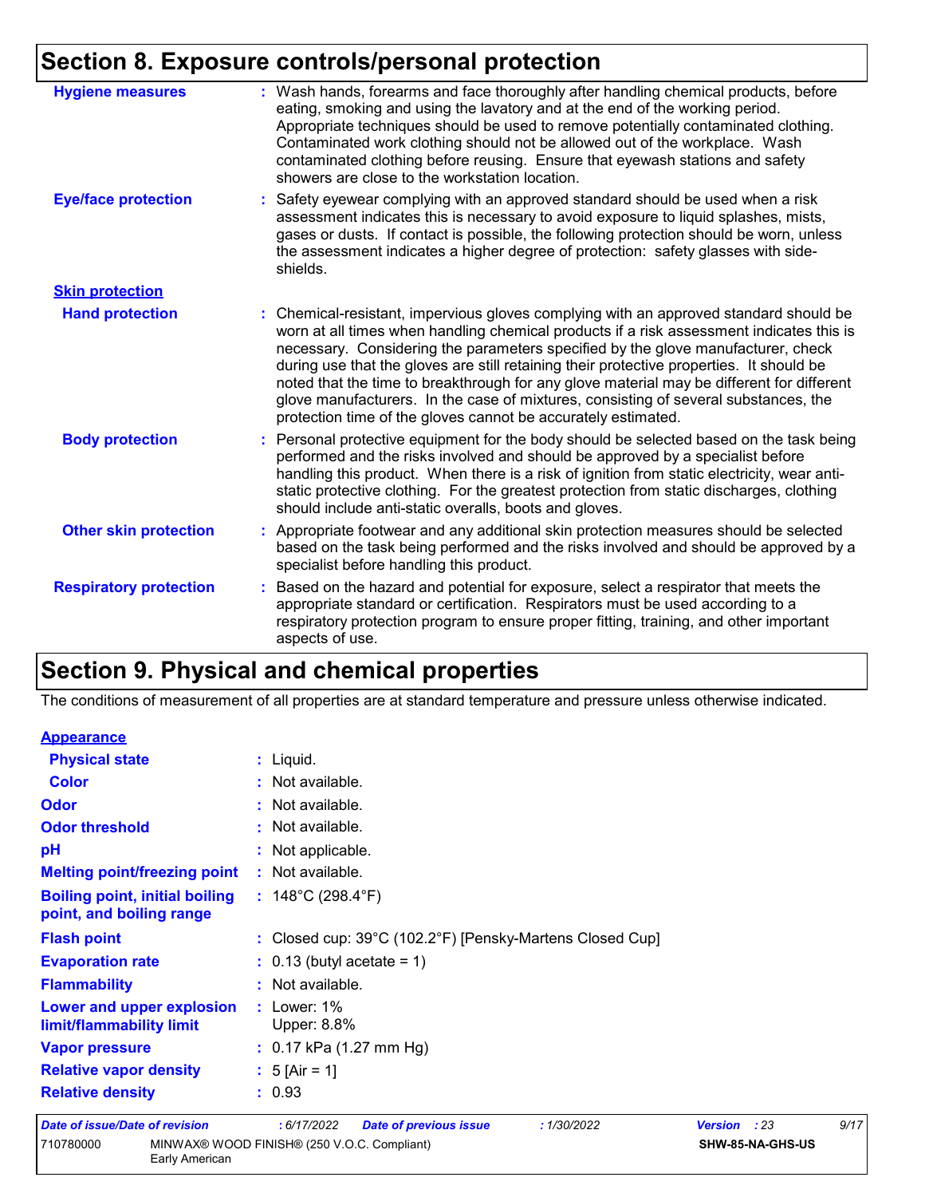## Section 8. Exposure controls/personal protection

**Hygiene measures** : Wash hands, forearms and face thoroughly after handling chemical products, before eating, smoking and using the lavatory and at the end of the working period. Appropriate techniques should be used to remove potentially contaminated clothing. Contaminated work clothing should not be allowed out of the workplace. Wash contaminated clothing before reusing. Ensure that eyewash stations and safety showers are close to the workstation location.

**Eye/face protection** : Safety eyewear complying with an approved standard should be used when a risk assessment indicates this is necessary to avoid exposure to liquid splashes, mists, gases or dusts. If contact is possible, the following protection should be worn, unless the assessment indicates a higher degree of protection: safety glasses with side-shields.

**Skin protection**

**Hand protection** : Chemical-resistant, impervious gloves complying with an approved standard should be worn at all times when handling chemical products if a risk assessment indicates this is necessary. Considering the parameters specified by the glove manufacturer, check during use that the gloves are still retaining their protective properties. It should be noted that the time to breakthrough for any glove material may be different for different glove manufacturers. In the case of mixtures, consisting of several substances, the protection time of the gloves cannot be accurately estimated.

**Body protection** : Personal protective equipment for the body should be selected based on the task being performed and the risks involved and should be approved by a specialist before handling this product. When there is a risk of ignition from static electricity, wear anti-static protective clothing. For the greatest protection from static discharges, clothing should include anti-static overalls, boots and gloves.

**Other skin protection** : Appropriate footwear and any additional skin protection measures should be selected based on the task being performed and the risks involved and should be approved by a specialist before handling this product.

**Respiratory protection** : Based on the hazard and potential for exposure, select a respirator that meets the appropriate standard or certification. Respirators must be used according to a respiratory protection program to ensure proper fitting, training, and other important aspects of use.

## Section 9. Physical and chemical properties

The conditions of measurement of all properties are at standard temperature and pressure unless otherwise indicated.

**Appearance**

**Physical state** : Liquid.

**Color** : Not available.

**Odor** : Not available.

**Odor threshold** : Not available.

**pH** : Not applicable.

**Melting point/freezing point** : Not available.

**Boiling point, initial boiling point, and boiling range** : 148°C (298.4°F)

**Flash point** : Closed cup: 39°C (102.2°F) [Pensky-Martens Closed Cup]

**Evaporation rate** : 0.13 (butyl acetate = 1)

**Flammability** : Not available.

**Lower and upper explosion limit/flammability limit** : Lower: 1%
Upper: 8.8%

**Vapor pressure** : 0.17 kPa (1.27 mm Hg)

**Relative vapor density** : 5 [Air = 1]

**Relative density** : 0.93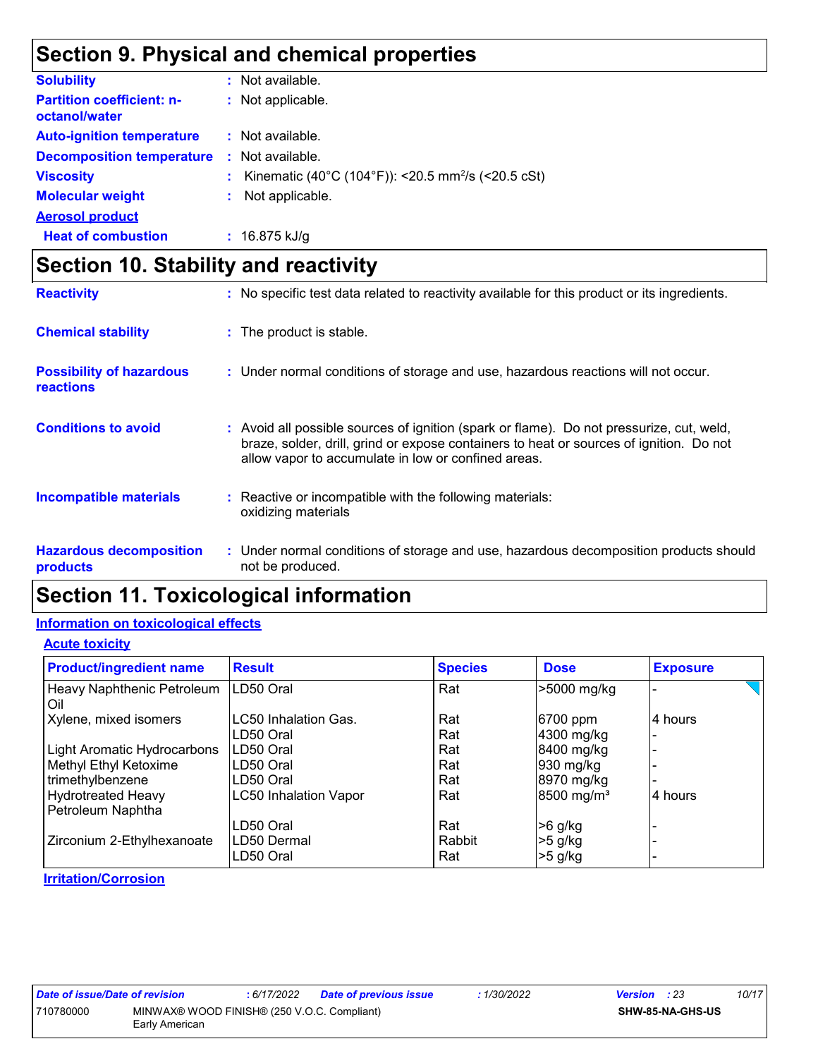## Section 9. Physical and chemical properties

**Solubility** : Not available.

**Partition coefficient: n-octanol/water** : Not applicable.

**Auto-ignition temperature** : Not available.

**Decomposition temperature** : Not available.

**Viscosity** : Kinematic (40°C (104°F)): <20.5 $mm^2/s$ (<20.5 cSt)

**Molecular weight** : Not applicable.

**Aerosol product**

**Heat of combustion** : 16.875 kJ/g

## Section 10. Stability and reactivity

**Reactivity** : No specific test data related to reactivity available for this product or its ingredients.

**Chemical stability** : The product is stable.

**Possibility of hazardous reactions** : Under normal conditions of storage and use, hazardous reactions will not occur.

**Conditions to avoid** : Avoid all possible sources of ignition (spark or flame). Do not pressurize, cut, weld, braze, solder, drill, grind or expose containers to heat or sources of ignition. Do not allow vapor to accumulate in low or confined areas.

**Incompatible materials** : Reactive or incompatible with the following materials: oxidizing materials

**Hazardous decomposition products** : Under normal conditions of storage and use, hazardous decomposition products should not be produced.

## Section 11. Toxicological information

### Information on toxicological effects

#### Acute toxicity

| Product/ingredient name | Result | Species | Dose | Exposure |
|---|---|---|---|---|
| Heavy Naphthenic Petroleum Oil | LD50 Oral | Rat | >5000 mg/kg | - |
| Xylene, mixed isomers | LC50 Inhalation Gas. | Rat | 6700 ppm | 4 hours |
| | LD50 Oral | Rat | 4300 mg/kg | - |
| Light Aromatic Hydrocarbons | LD50 Oral | Rat | 8400 mg/kg | - |
| Methyl Ethyl Ketoxime | LD50 Oral | Rat | 930 mg/kg | - |
| trimethylbenzene | LD50 Oral | Rat | 8970 mg/kg | - |
| Hydrotreated Heavy Petroleum Naphtha | LC50 Inhalation Vapor | Rat | 8500 $mg/m^3$ | 4 hours |
| | LD50 Oral | Rat | >6 g/kg | - |
| Zirconium 2-Ethylhexanoate | LD50 Dermal | Rabbit | >5 g/kg | - |
| | LD50 Oral | Rat | >5 g/kg | - |

#### Irritation/Corrosion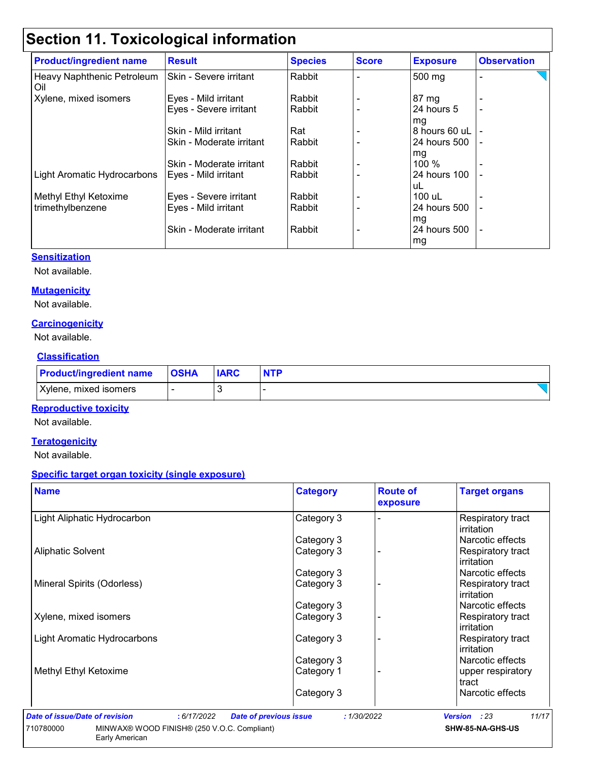# Section 11. Toxicological information

| Product/ingredient name | Result | Species | Score | Exposure | Observation |
|---|---|---|---|---|---|
| Heavy Naphthenic Petroleum Oil | Skin - Severe irritant | Rabbit | - | 500 mg | - |
| Xylene, mixed isomers | Eyes - Mild irritant | Rabbit | - | 87 mg | - |
| | Eyes - Severe irritant | Rabbit | - | 24 hours 5 mg | - |
| | Skin - Mild irritant | Rat | - | 8 hours 60 uL | - |
| | Skin - Moderate irritant | Rabbit | - | 24 hours 500 mg | - |
| | Skin - Moderate irritant | Rabbit | - | 100 % | - |
| Light Aromatic Hydrocarbons | Eyes - Mild irritant | Rabbit | - | 24 hours 100 uL | - |
| Methyl Ethyl Ketoxime | Eyes - Severe irritant | Rabbit | - | 100 uL | - |
| trimethylbenzene | Eyes - Mild irritant | Rabbit | - | 24 hours 500 mg | - |
| | Skin - Moderate irritant | Rabbit | - | 24 hours 500 mg | - |

**Sensitization**

Not available.

**Mutagenicity**

Not available.

**Carcinogenicity**

Not available.

**Classification**

| Product/ingredient name | OSHA | IARC | NTP |
|---|---|---|---|
| Xylene, mixed isomers | - | 3 | - |

**Reproductive toxicity**

Not available.

**Teratogenicity**

Not available.

**Specific target organ toxicity (single exposure)**

| Name | Category | Route of exposure | Target organs |
|---|---|---|---|
| Light Aliphatic Hydrocarbon | Category 3 | - | Respiratory tract irritation |
| | Category 3 | | Narcotic effects |
| Aliphatic Solvent | Category 3 | - | Respiratory tract irritation |
| | Category 3 | | Narcotic effects |
| Mineral Spirits (Odorless) | Category 3 | - | Respiratory tract irritation |
| | Category 3 | | Narcotic effects |
| Xylene, mixed isomers | Category 3 | - | Respiratory tract irritation |
| Light Aromatic Hydrocarbons | Category 3 | - | Respiratory tract irritation |
| | Category 3 | | Narcotic effects |
| Methyl Ethyl Ketoxime | Category 1 | - | upper respiratory tract |
| | Category 3 | | Narcotic effects |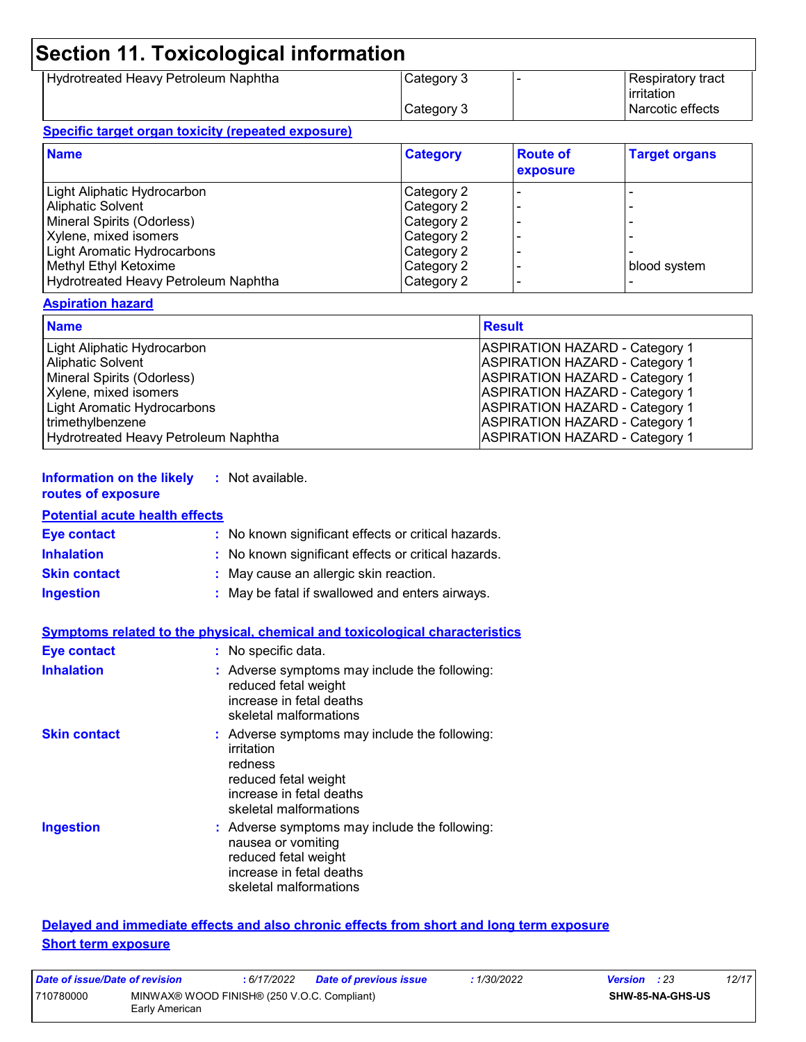# Section 11. Toxicological information

| | | | |
|---|---|---|---|
| Hydrotreated Heavy Petroleum Naphtha | Category 3 | - | Respiratory tract irritation |
| | Category 3 | | Narcotic effects |

**Specific target organ toxicity (repeated exposure)**

| Name | Category | Route of exposure | Target organs |
|---|---|---|---|
| Light Aliphatic Hydrocarbon | Category 2 | - | - |
| Aliphatic Solvent | Category 2 | - | - |
| Mineral Spirits (Odorless) | Category 2 | - | - |
| Xylene, mixed isomers | Category 2 | - | - |
| Light Aromatic Hydrocarbons | Category 2 | - | - |
| Methyl Ethyl Ketoxime | Category 2 | - | blood system |
| Hydrotreated Heavy Petroleum Naphtha | Category 2 | - | - |

**Aspiration hazard**

| Name | Result |
|---|---|
| Light Aliphatic Hydrocarbon | ASPIRATION HAZARD - Category 1 |
| Aliphatic Solvent | ASPIRATION HAZARD - Category 1 |
| Mineral Spirits (Odorless) | ASPIRATION HAZARD - Category 1 |
| Xylene, mixed isomers | ASPIRATION HAZARD - Category 1 |
| Light Aromatic Hydrocarbons | ASPIRATION HAZARD - Category 1 |
| trimethylbenzene | ASPIRATION HAZARD - Category 1 |
| Hydrotreated Heavy Petroleum Naphtha | ASPIRATION HAZARD - Category 1 |

**Information on the likely routes of exposure** : Not available.

**Potential acute health effects**

**Eye contact** : No known significant effects or critical hazards.

**Inhalation** : No known significant effects or critical hazards.

**Skin contact** : May cause an allergic skin reaction.

**Ingestion** : May be fatal if swallowed and enters airways.

**Symptoms related to the physical, chemical and toxicological characteristics**

**Eye contact** : No specific data.

**Inhalation** : Adverse symptoms may include the following:
reduced fetal weight
increase in fetal deaths
skeletal malformations

**Skin contact** : Adverse symptoms may include the following:
irritation
redness
reduced fetal weight
increase in fetal deaths
skeletal malformations

**Ingestion** : Adverse symptoms may include the following:
nausea or vomiting
reduced fetal weight
increase in fetal deaths
skeletal malformations

**Delayed and immediate effects and also chronic effects from short and long term exposure**

**Short term exposure**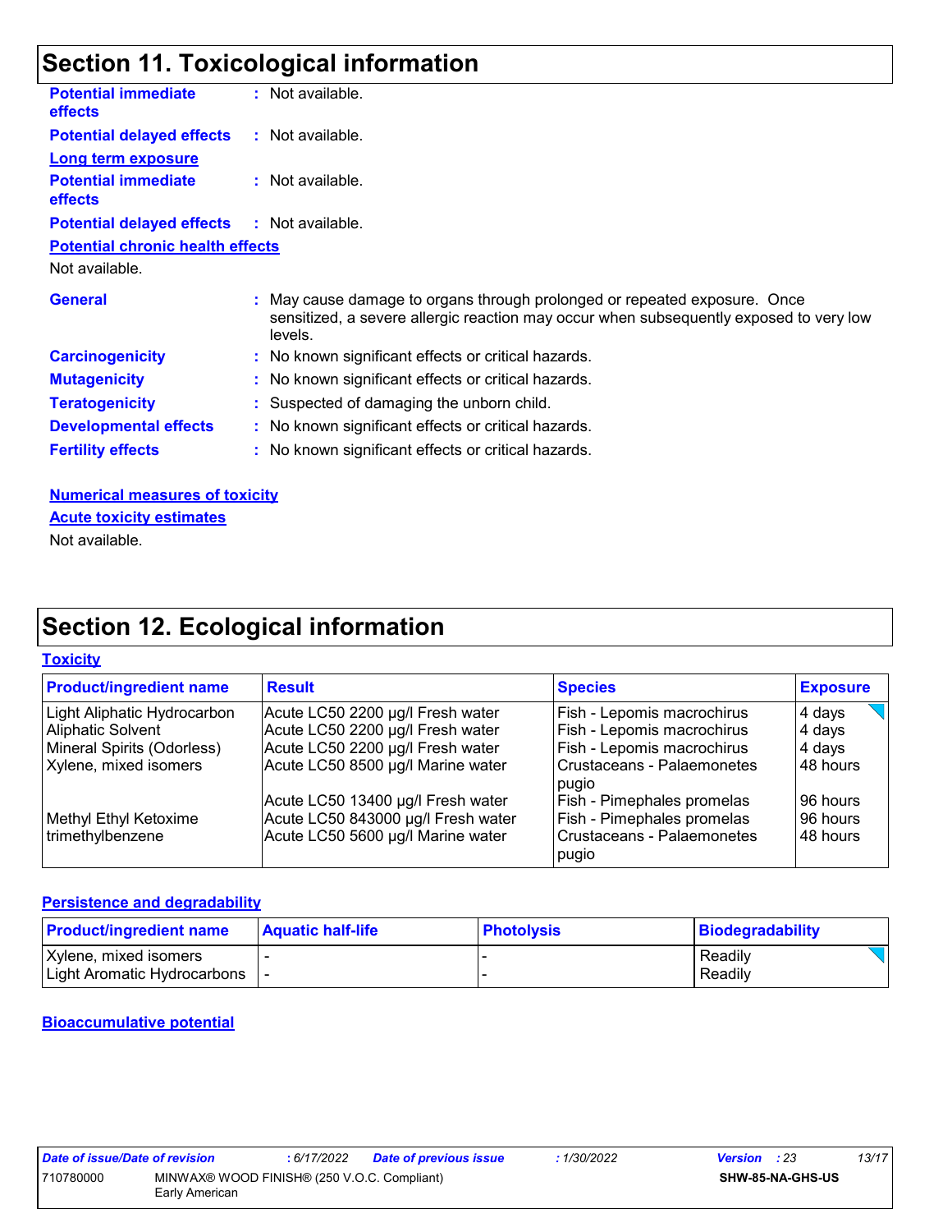## Section 11. Toxicological information

**Potential immediate effects** : Not available.

**Potential delayed effects** : Not available.

**Long term exposure**

**Potential immediate effects** : Not available.

**Potential delayed effects** : Not available.

**Potential chronic health effects**

Not available.

**General** : May cause damage to organs through prolonged or repeated exposure. Once sensitized, a severe allergic reaction may occur when subsequently exposed to very low levels.

**Carcinogenicity** : No known significant effects or critical hazards.

**Mutagenicity** : No known significant effects or critical hazards.

**Teratogenicity** : Suspected of damaging the unborn child.

**Developmental effects** : No known significant effects or critical hazards.

**Fertility effects** : No known significant effects or critical hazards.

**Numerical measures of toxicity**

**Acute toxicity estimates**

Not available.

## Section 12. Ecological information

**Toxicity**

| Product/ingredient name | Result | Species | Exposure |
|---|---|---|---|
| Light Aliphatic Hydrocarbon | Acute LC50 2200 µg/l Fresh water | Fish - Lepomis macrochirus | 4 days |
| Aliphatic Solvent | Acute LC50 2200 µg/l Fresh water | Fish - Lepomis macrochirus | 4 days |
| Mineral Spirits (Odorless) | Acute LC50 2200 µg/l Fresh water | Fish - Lepomis macrochirus | 4 days |
| Xylene, mixed isomers | Acute LC50 8500 µg/l Marine water | Crustaceans - Palaemonetes pugio | 48 hours |
| | Acute LC50 13400 µg/l Fresh water | Fish - Pimephales promelas | 96 hours |
| Methyl Ethyl Ketoxime | Acute LC50 843000 µg/l Fresh water | Fish - Pimephales promelas | 96 hours |
| trimethylbenzene | Acute LC50 5600 µg/l Marine water | Crustaceans - Palaemonetes pugio | 48 hours |

**Persistence and degradability**

| Product/ingredient name | Aquatic half-life | Photolysis | Biodegradability |
|---|---|---|---|
| Xylene, mixed isomers | - | - | Readily |
| Light Aromatic Hydrocarbons | - | - | Readily |

**Bioaccumulative potential**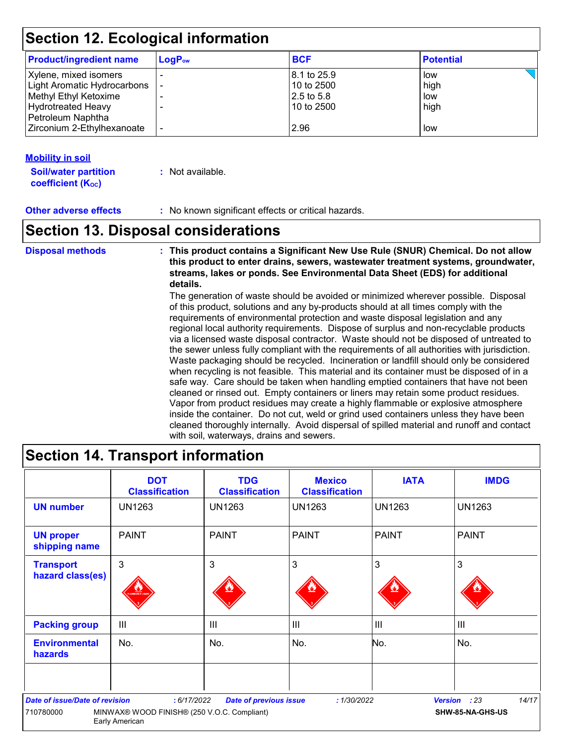## Section 12. Ecological information

| Product/ingredient name | $LogP_{ow}$ | BCF | Potential |
|---|---|---|---|
| Xylene, mixed isomers | - | 8.1 to 25.9 | low |
| Light Aromatic Hydrocarbons | - | 10 to 2500 | high |
| Methyl Ethyl Ketoxime | - | 2.5 to 5.8 | low |
| Hydrotreated Heavy Petroleum Naphtha | - | 10 to 2500 | high |
| Zirconium 2-Ethylhexanoate | - | 2.96 | low |

**Mobility in soil**

**Soil/water partition coefficient ($K_{OC}$)** : Not available.

**Other adverse effects** : No known significant effects or critical hazards.

## Section 13. Disposal considerations

**Disposal methods** : **This product contains a Significant New Use Rule (SNUR) Chemical. Do not allow this product to enter drains, sewers, wastewater treatment systems, groundwater, streams, lakes or ponds. See Environmental Data Sheet (EDS) for additional details.**

The generation of waste should be avoided or minimized wherever possible. Disposal of this product, solutions and any by-products should at all times comply with the requirements of environmental protection and waste disposal legislation and any regional local authority requirements. Dispose of surplus and non-recyclable products via a licensed waste disposal contractor. Waste should not be disposed of untreated to the sewer unless fully compliant with the requirements of all authorities with jurisdiction. Waste packaging should be recycled. Incineration or landfill should only be considered when recycling is not feasible. This material and its container must be disposed of in a safe way. Care should be taken when handling emptied containers that have not been cleaned or rinsed out. Empty containers or liners may retain some product residues. Vapor from product residues may create a highly flammable or explosive atmosphere inside the container. Do not cut, weld or grind used containers unless they have been cleaned thoroughly internally. Avoid dispersal of spilled material and runoff and contact with soil, waterways, drains and sewers.

## Section 14. Transport information

| | DOT Classification | TDG Classification | Mexico Classification | IATA | IMDG |
|---|---|---|---|---|---|
| UN number | UN1263 | UN1263 | UN1263 | UN1263 | UN1263 |
| UN proper shipping name | PAINT | PAINT | PAINT | PAINT | PAINT |
| Transport hazard class(es) | 3 | 3 | 3 | 3 | 3 |
| Packing group | III | III | III | III | III |
| Environmental hazards | No. | No. | No. | No. | No. |
| | | | | | |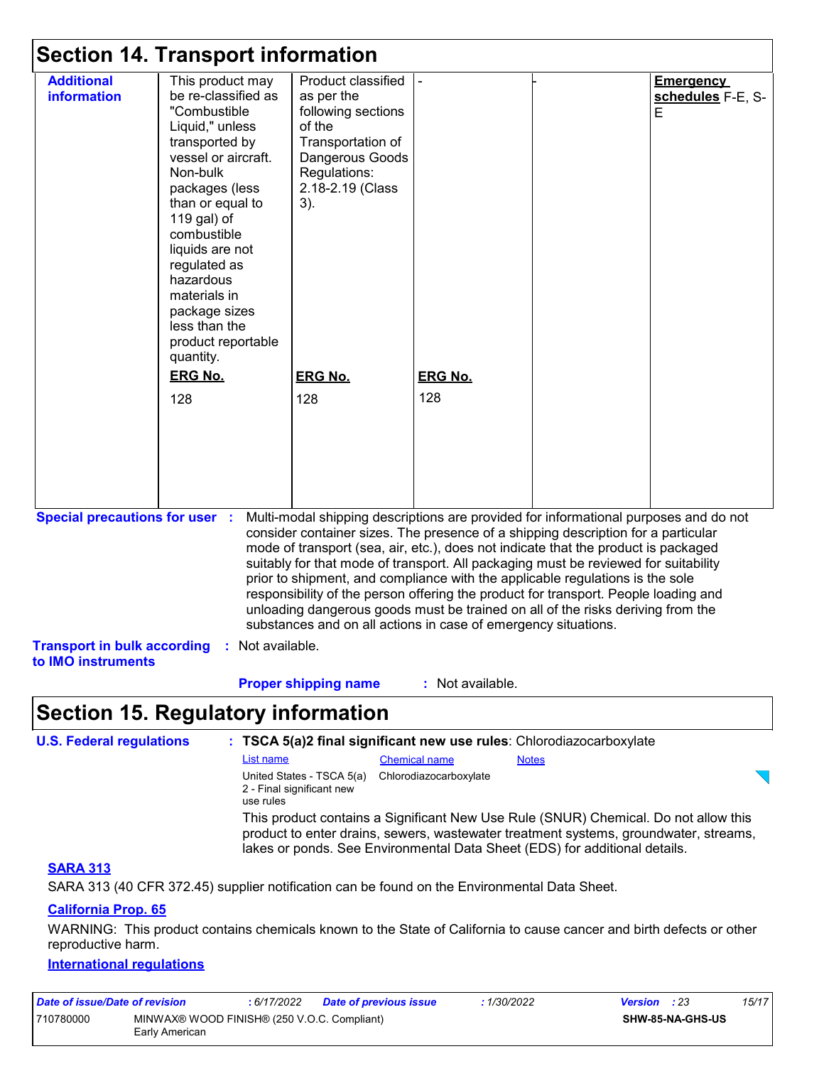## Section 14. Transport information

| Additional information | This product may be re-classified as "Combustible Liquid," unless transported by vessel or aircraft. Non-bulk packages (less than or equal to 119 gal) of combustible liquids are not regulated as hazardous materials in package sizes less than the product reportable quantity.<br><br>**ERG No.**<br>128 | Product classified as per the following sections of the Transportation of Dangerous Goods Regulations: 2.18-2.19 (Class 3).<br><br>**ERG No.**<br>128 | -<br><br>**ERG No.**<br>128 | - | **Emergency schedules** F-E, S-E |
|---|---|---|---|---|---|

**Special precautions for user** : Multi-modal shipping descriptions are provided for informational purposes and do not consider container sizes. The presence of a shipping description for a particular mode of transport (sea, air, etc.), does not indicate that the product is packaged suitably for that mode of transport. All packaging must be reviewed for suitability prior to shipment, and compliance with the applicable regulations is the sole responsibility of the person offering the product for transport. People loading and unloading dangerous goods must be trained on all of the risks deriving from the substances and on all actions in case of emergency situations.

**Transport in bulk according to IMO instruments** : Not available.

**Proper shipping name** : Not available.

## Section 15. Regulatory information

**U.S. Federal regulations** : **TSCA 5(a)2 final significant new use rules**: Chlorodiazocarboxylate

| List name | Chemical name | Notes |
|---|---|---|
| United States - TSCA 5(a) 2 - Final significant new use rules | Chlorodiazocarboxylate | |

This product contains a Significant New Use Rule (SNUR) Chemical. Do not allow this product to enter drains, sewers, wastewater treatment systems, groundwater, streams, lakes or ponds. See Environmental Data Sheet (EDS) for additional details.

**SARA 313**

SARA 313 (40 CFR 372.45) supplier notification can be found on the Environmental Data Sheet.

**California Prop. 65**

WARNING: This product contains chemicals known to the State of California to cause cancer and birth defects or other reproductive harm.

**International regulations**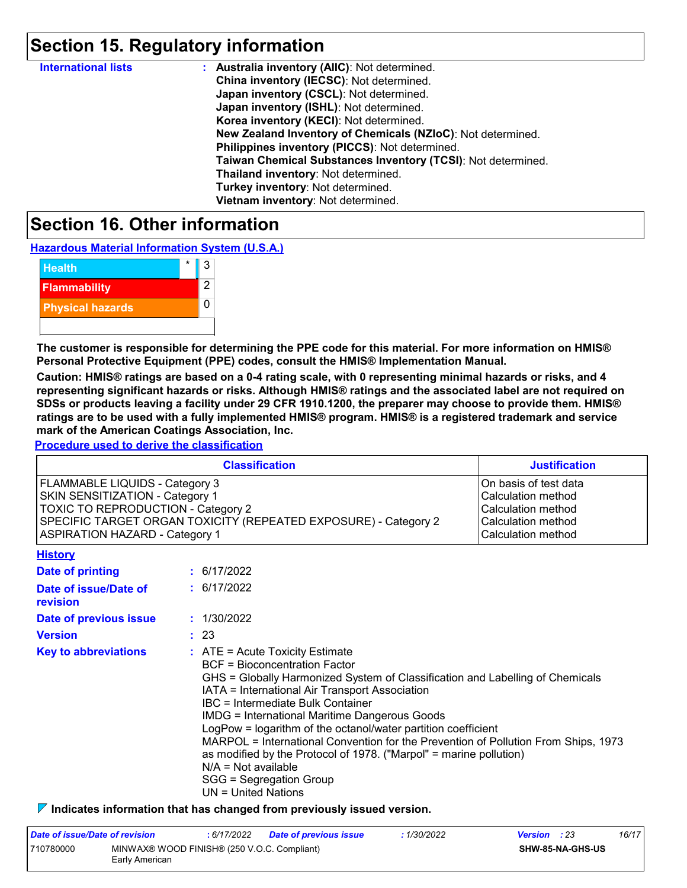## Section 15. Regulatory information

**International lists** : **Australia inventory (AIIC)**: Not determined.
**China inventory (IECSC)**: Not determined.
**Japan inventory (CSCL)**: Not determined.
**Japan inventory (ISHL)**: Not determined.
**Korea inventory (KECI)**: Not determined.
**New Zealand Inventory of Chemicals (NZIoC)**: Not determined.
**Philippines inventory (PICCS)**: Not determined.
**Taiwan Chemical Substances Inventory (TCSI)**: Not determined.
**Thailand inventory**: Not determined.
**Turkey inventory**: Not determined.
**Vietnam inventory**: Not determined.

## Section 16. Other information

**Hazardous Material Information System (U.S.A.)**

| | | |
|---|---|---|
| Health | * | 3 |
| Flammability | | 2 |
| Physical hazards | | 0 |

**The customer is responsible for determining the PPE code for this material. For more information on HMIS® Personal Protective Equipment (PPE) codes, consult the HMIS® Implementation Manual.**

**Caution: HMIS® ratings are based on a 0-4 rating scale, with 0 representing minimal hazards or risks, and 4 representing significant hazards or risks. Although HMIS® ratings and the associated label are not required on SDSs or products leaving a facility under 29 CFR 1910.1200, the preparer may choose to provide them. HMIS® ratings are to be used with a fully implemented HMIS® program. HMIS® is a registered trademark and service mark of the American Coatings Association, Inc.**

**Procedure used to derive the classification**

| Classification | Justification |
|---|---|
| FLAMMABLE LIQUIDS - Category 3 | On basis of test data |
| SKIN SENSITIZATION - Category 1 | Calculation method |
| TOXIC TO REPRODUCTION - Category 2 | Calculation method |
| SPECIFIC TARGET ORGAN TOXICITY (REPEATED EXPOSURE) - Category 2 | Calculation method |
| ASPIRATION HAZARD - Category 1 | Calculation method |

**History**

**Date of printing** : 6/17/2022

**Date of issue/Date of revision** : 6/17/2022

**Date of previous issue** : 1/30/2022

**Version** : 23

**Key to abbreviations** : ATE = Acute Toxicity Estimate
BCF = Bioconcentration Factor
GHS = Globally Harmonized System of Classification and Labelling of Chemicals
IATA = International Air Transport Association
IBC = Intermediate Bulk Container
IMDG = International Maritime Dangerous Goods
LogPow = logarithm of the octanol/water partition coefficient
MARPOL = International Convention for the Prevention of Pollution From Ships, 1973 as modified by the Protocol of 1978. ("Marpol" = marine pollution)
N/A = Not available
SGG = Segregation Group
UN = United Nations

**Indicates information that has changed from previously issued version.**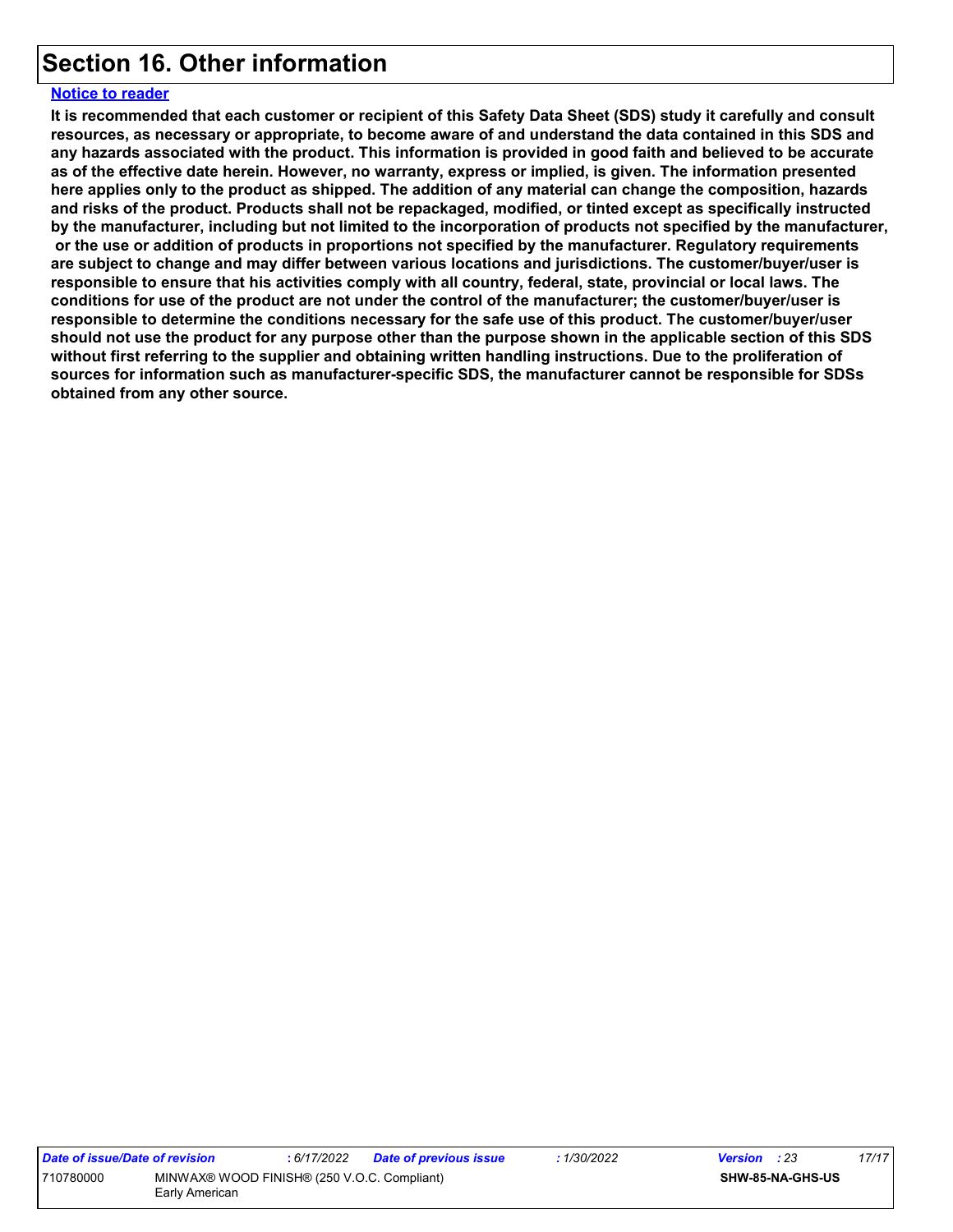# Section 16. Other information

**Notice to reader**

**It is recommended that each customer or recipient of this Safety Data Sheet (SDS) study it carefully and consult resources, as necessary or appropriate, to become aware of and understand the data contained in this SDS and any hazards associated with the product. This information is provided in good faith and believed to be accurate as of the effective date herein. However, no warranty, express or implied, is given. The information presented here applies only to the product as shipped. The addition of any material can change the composition, hazards and risks of the product. Products shall not be repackaged, modified, or tinted except as specifically instructed by the manufacturer, including but not limited to the incorporation of products not specified by the manufacturer, or the use or addition of products in proportions not specified by the manufacturer. Regulatory requirements are subject to change and may differ between various locations and jurisdictions. The customer/buyer/user is responsible to ensure that his activities comply with all country, federal, state, provincial or local laws. The conditions for use of the product are not under the control of the manufacturer; the customer/buyer/user is responsible to determine the conditions necessary for the safe use of this product. The customer/buyer/user should not use the product for any purpose other than the purpose shown in the applicable section of this SDS without first referring to the supplier and obtaining written handling instructions. Due to the proliferation of sources for information such as manufacturer-specific SDS, the manufacturer cannot be responsible for SDSs obtained from any other source.**